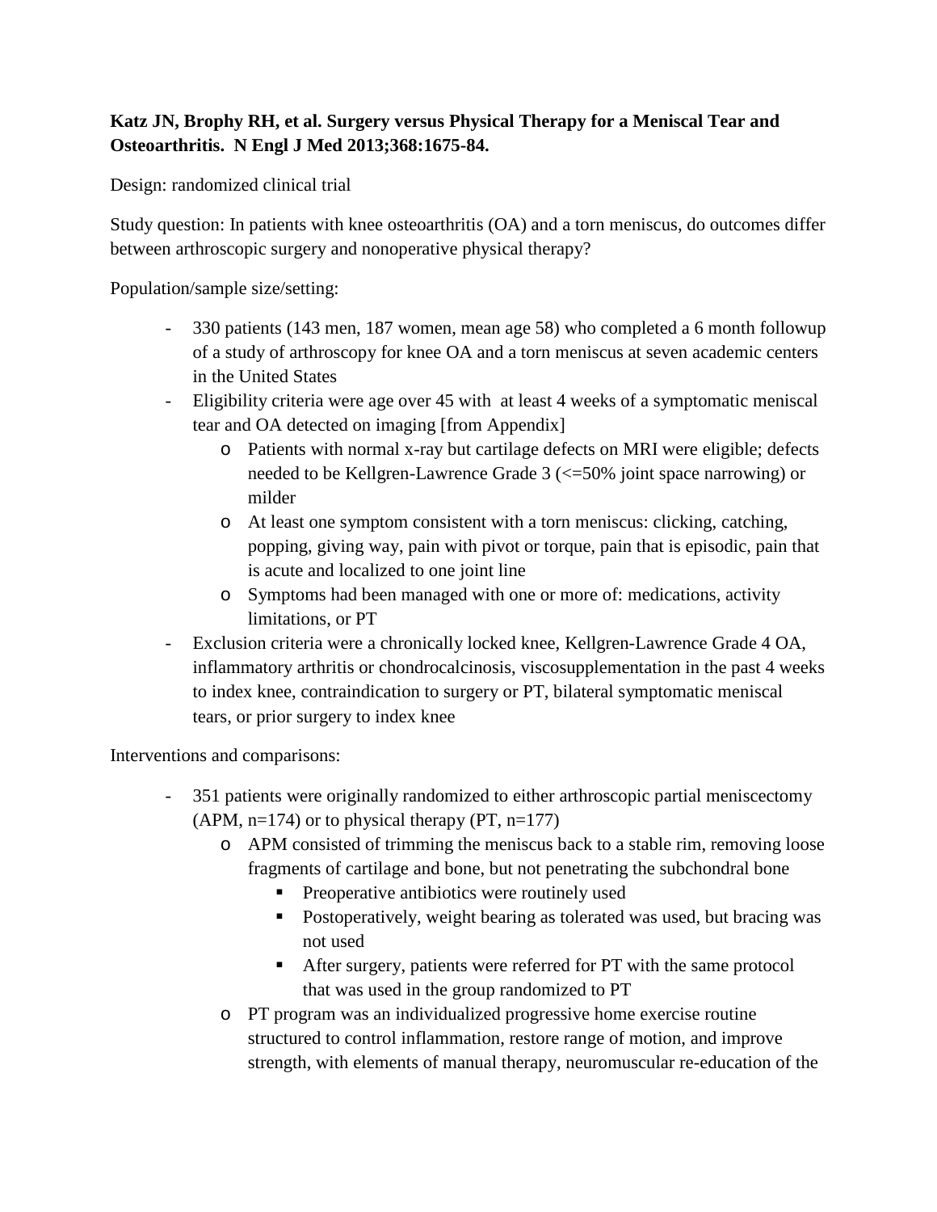**Katz JN, Brophy RH, et al. Surgery versus Physical Therapy for a Meniscal Tear and Osteoarthritis. N Engl J Med 2013;368:1675-84.**

Design: randomized clinical trial

Study question: In patients with knee osteoarthritis (OA) and a torn meniscus, do outcomes differ between arthroscopic surgery and nonoperative physical therapy?

Population/sample size/setting:

- 330 patients (143 men, 187 women, mean age 58) who completed a 6 month followup of a study of arthroscopy for knee OA and a torn meniscus at seven academic centers in the United States
- Eligibility criteria were age over 45 with at least 4 weeks of a symptomatic meniscal tear and OA detected on imaging [from Appendix]
  - Patients with normal x-ray but cartilage defects on MRI were eligible; defects needed to be Kellgren-Lawrence Grade 3 (<=50% joint space narrowing) or milder
  - At least one symptom consistent with a torn meniscus: clicking, catching, popping, giving way, pain with pivot or torque, pain that is episodic, pain that is acute and localized to one joint line
  - Symptoms had been managed with one or more of: medications, activity limitations, or PT
- Exclusion criteria were a chronically locked knee, Kellgren-Lawrence Grade 4 OA, inflammatory arthritis or chondrocalcinosis, viscosupplementation in the past 4 weeks to index knee, contraindication to surgery or PT, bilateral symptomatic meniscal tears, or prior surgery to index knee

Interventions and comparisons:

- 351 patients were originally randomized to either arthroscopic partial meniscectomy (APM, n=174) or to physical therapy (PT, n=177)
  - APM consisted of trimming the meniscus back to a stable rim, removing loose fragments of cartilage and bone, but not penetrating the subchondral bone
    - Preoperative antibiotics were routinely used
    - Postoperatively, weight bearing as tolerated was used, but bracing was not used
    - After surgery, patients were referred for PT with the same protocol that was used in the group randomized to PT
  - PT program was an individualized progressive home exercise routine structured to control inflammation, restore range of motion, and improve strength, with elements of manual therapy, neuromuscular re-education of the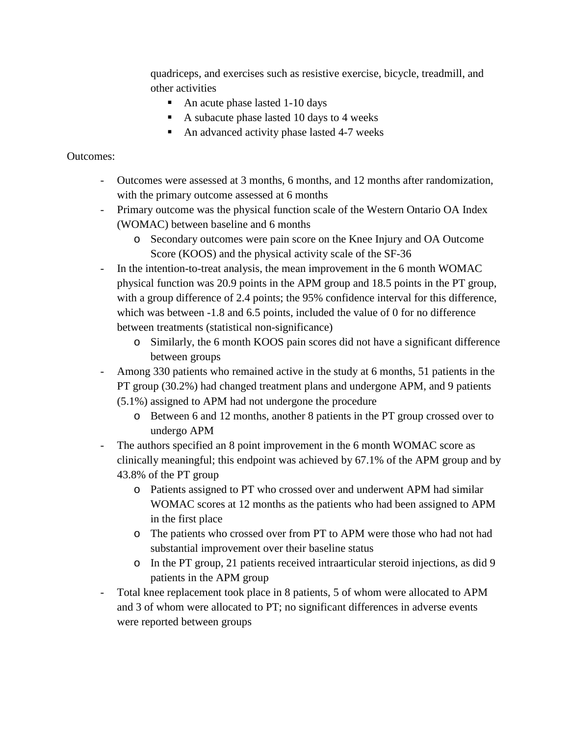quadriceps, and exercises such as resistive exercise, bicycle, treadmill, and other activities

  - An acute phase lasted 1-10 days
  - A subacute phase lasted 10 days to 4 weeks
  - An advanced activity phase lasted 4-7 weeks

Outcomes:

- Outcomes were assessed at 3 months, 6 months, and 12 months after randomization, with the primary outcome assessed at 6 months
- Primary outcome was the physical function scale of the Western Ontario OA Index (WOMAC) between baseline and 6 months
  - Secondary outcomes were pain score on the Knee Injury and OA Outcome Score (KOOS) and the physical activity scale of the SF-36
- In the intention-to-treat analysis, the mean improvement in the 6 month WOMAC physical function was 20.9 points in the APM group and 18.5 points in the PT group, with a group difference of 2.4 points; the 95% confidence interval for this difference, which was between -1.8 and 6.5 points, included the value of 0 for no difference between treatments (statistical non-significance)
  - Similarly, the 6 month KOOS pain scores did not have a significant difference between groups
- Among 330 patients who remained active in the study at 6 months, 51 patients in the PT group (30.2%) had changed treatment plans and undergone APM, and 9 patients (5.1%) assigned to APM had not undergone the procedure
  - Between 6 and 12 months, another 8 patients in the PT group crossed over to undergo APM
- The authors specified an 8 point improvement in the 6 month WOMAC score as clinically meaningful; this endpoint was achieved by 67.1% of the APM group and by 43.8% of the PT group
  - Patients assigned to PT who crossed over and underwent APM had similar WOMAC scores at 12 months as the patients who had been assigned to APM in the first place
  - The patients who crossed over from PT to APM were those who had not had substantial improvement over their baseline status
  - In the PT group, 21 patients received intraarticular steroid injections, as did 9 patients in the APM group
- Total knee replacement took place in 8 patients, 5 of whom were allocated to APM and 3 of whom were allocated to PT; no significant differences in adverse events were reported between groups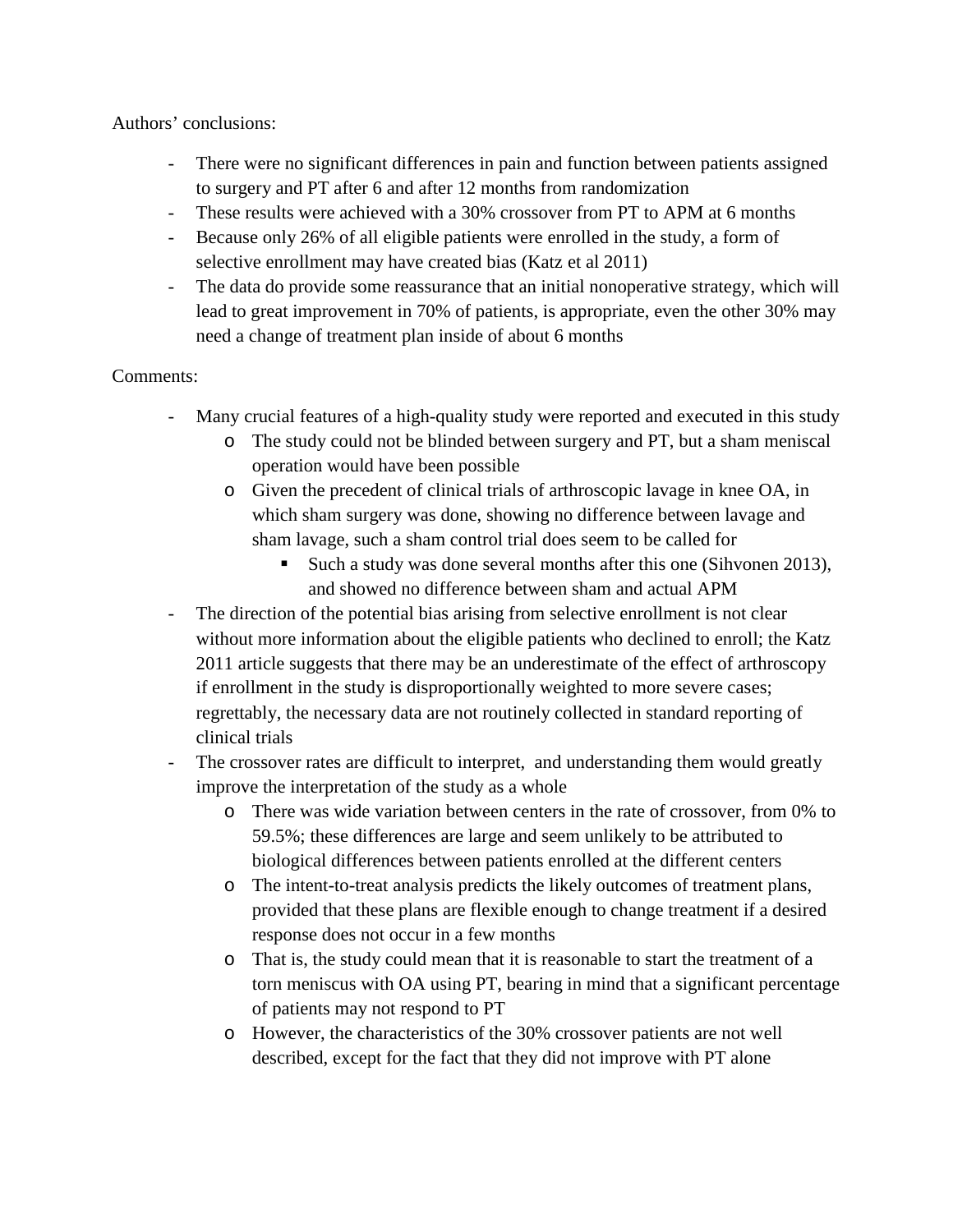Authors' conclusions:

- There were no significant differences in pain and function between patients assigned to surgery and PT after 6 and after 12 months from randomization
- These results were achieved with a 30% crossover from PT to APM at 6 months
- Because only 26% of all eligible patients were enrolled in the study, a form of selective enrollment may have created bias (Katz et al 2011)
- The data do provide some reassurance that an initial nonoperative strategy, which will lead to great improvement in 70% of patients, is appropriate, even the other 30% may need a change of treatment plan inside of about 6 months

Comments:

- Many crucial features of a high-quality study were reported and executed in this study
  - The study could not be blinded between surgery and PT, but a sham meniscal operation would have been possible
  - Given the precedent of clinical trials of arthroscopic lavage in knee OA, in which sham surgery was done, showing no difference between lavage and sham lavage, such a sham control trial does seem to be called for
    - Such a study was done several months after this one (Sihvonen 2013), and showed no difference between sham and actual APM
- The direction of the potential bias arising from selective enrollment is not clear without more information about the eligible patients who declined to enroll; the Katz 2011 article suggests that there may be an underestimate of the effect of arthroscopy if enrollment in the study is disproportionally weighted to more severe cases; regrettably, the necessary data are not routinely collected in standard reporting of clinical trials
- The crossover rates are difficult to interpret, and understanding them would greatly improve the interpretation of the study as a whole
  - There was wide variation between centers in the rate of crossover, from 0% to 59.5%; these differences are large and seem unlikely to be attributed to biological differences between patients enrolled at the different centers
  - The intent-to-treat analysis predicts the likely outcomes of treatment plans, provided that these plans are flexible enough to change treatment if a desired response does not occur in a few months
  - That is, the study could mean that it is reasonable to start the treatment of a torn meniscus with OA using PT, bearing in mind that a significant percentage of patients may not respond to PT
  - However, the characteristics of the 30% crossover patients are not well described, except for the fact that they did not improve with PT alone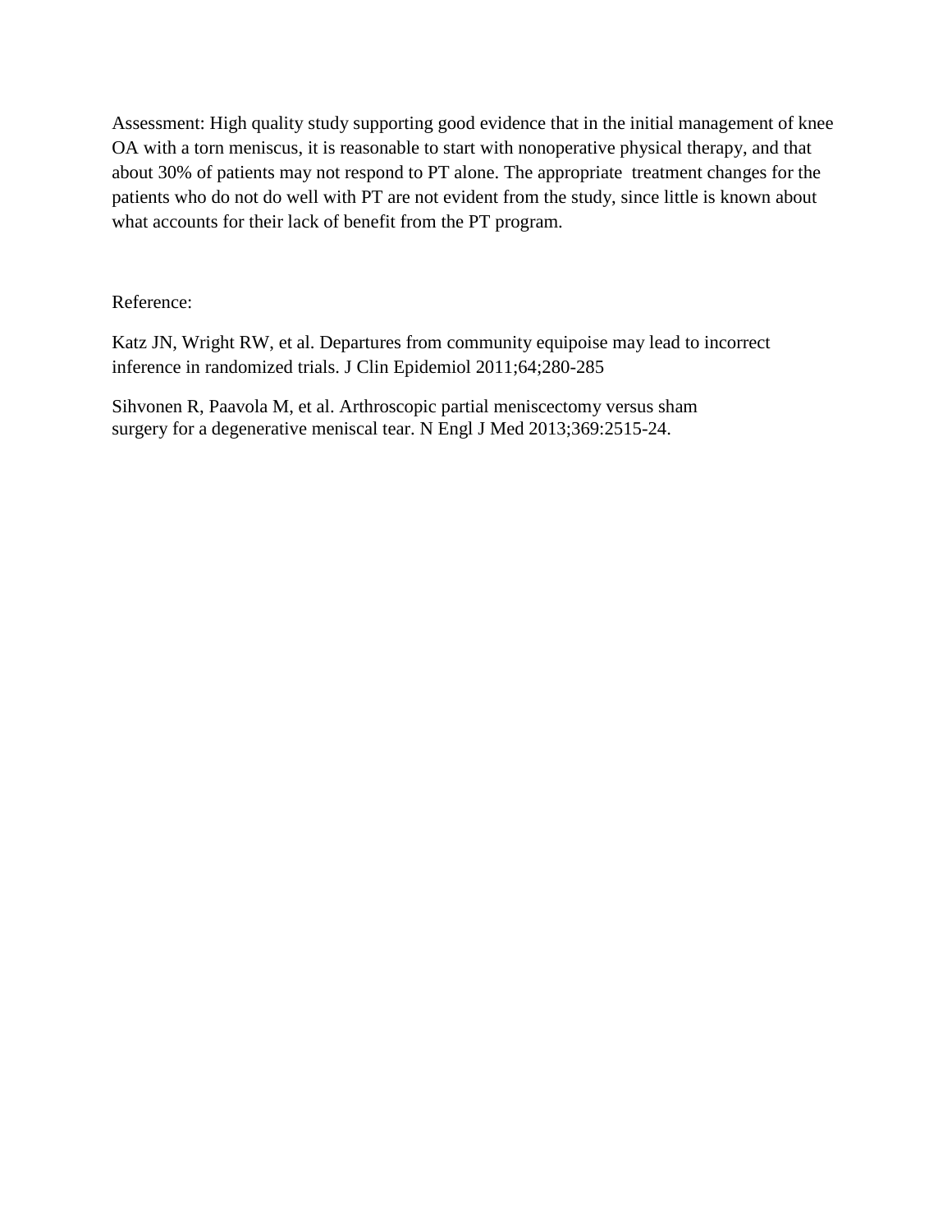Assessment: High quality study supporting good evidence that in the initial management of knee OA with a torn meniscus, it is reasonable to start with nonoperative physical therapy, and that about 30% of patients may not respond to PT alone. The appropriate treatment changes for the patients who do not do well with PT are not evident from the study, since little is known about what accounts for their lack of benefit from the PT program.

Reference:

Katz JN, Wright RW, et al. Departures from community equipoise may lead to incorrect inference in randomized trials. J Clin Epidemiol 2011;64;280-285

Sihvonen R, Paavola M, et al. Arthroscopic partial meniscectomy versus sham surgery for a degenerative meniscal tear. N Engl J Med 2013;369:2515-24.